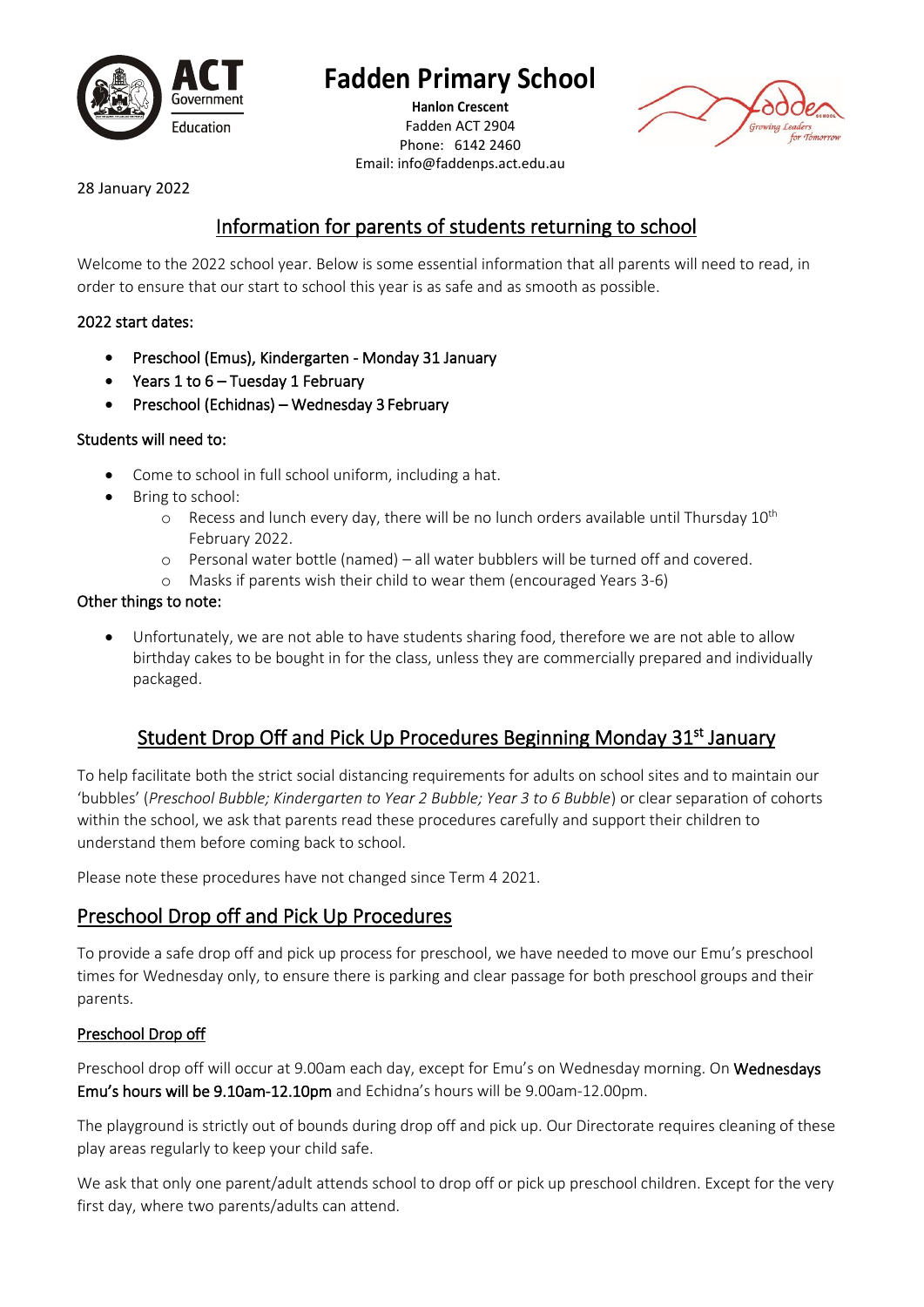# Fadden Primary School

**Hanlon Crescent**
Fadden ACT 2904
Phone: 6142 2460
Email: info@faddenps.act.edu.au

28 January 2022

## Information for parents of students returning to school

Welcome to the 2022 school year. Below is some essential information that all parents will need to read, in order to ensure that our start to school this year is as safe and as smooth as possible.

### 2022 start dates:

- Preschool (Emus), Kindergarten - Monday 31 January
- Years 1 to 6 – Tuesday 1 February
- Preschool (Echidnas) – Wednesday 3 February

### Students will need to:

- Come to school in full school uniform, including a hat.
- Bring to school:
  - Recess and lunch every day, there will be no lunch orders available until Thursday 10th February 2022.
  - Personal water bottle (named) – all water bubblers will be turned off and covered.
  - Masks if parents wish their child to wear them (encouraged Years 3-6)

### Other things to note:

- Unfortunately, we are not able to have students sharing food, therefore we are not able to allow birthday cakes to be bought in for the class, unless they are commercially prepared and individually packaged.

## Student Drop Off and Pick Up Procedures Beginning Monday 31st January

To help facilitate both the strict social distancing requirements for adults on school sites and to maintain our 'bubbles' (*Preschool Bubble; Kindergarten to Year 2 Bubble; Year 3 to 6 Bubble*) or clear separation of cohorts within the school, we ask that parents read these procedures carefully and support their children to understand them before coming back to school.

Please note these procedures have not changed since Term 4 2021.

## Preschool Drop off and Pick Up Procedures

To provide a safe drop off and pick up process for preschool, we have needed to move our Emu's preschool times for Wednesday only, to ensure there is parking and clear passage for both preschool groups and their parents.

### Preschool Drop off

Preschool drop off will occur at 9.00am each day, except for Emu's on Wednesday morning. On **Wednesdays Emu's hours will be 9.10am-12.10pm** and Echidna's hours will be 9.00am-12.00pm.

The playground is strictly out of bounds during drop off and pick up. Our Directorate requires cleaning of these play areas regularly to keep your child safe.

We ask that only one parent/adult attends school to drop off or pick up preschool children. Except for the very first day, where two parents/adults can attend.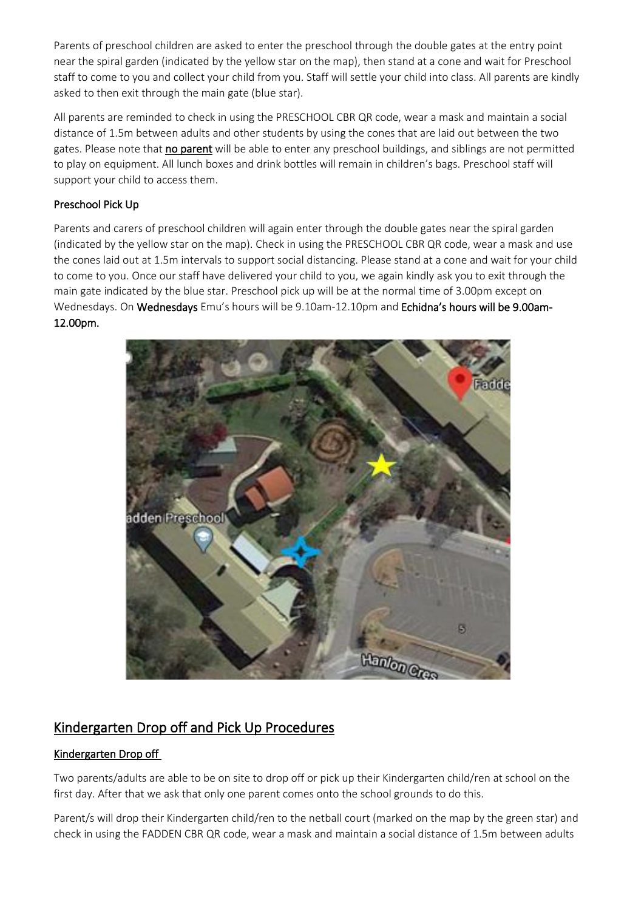Parents of preschool children are asked to enter the preschool through the double gates at the entry point near the spiral garden (indicated by the yellow star on the map), then stand at a cone and wait for Preschool staff to come to you and collect your child from you. Staff will settle your child into class. All parents are kindly asked to then exit through the main gate (blue star).

All parents are reminded to check in using the PRESCHOOL CBR QR code, wear a mask and maintain a social distance of 1.5m between adults and other students by using the cones that are laid out between the two gates. Please note that **no parent** will be able to enter any preschool buildings, and siblings are not permitted to play on equipment. All lunch boxes and drink bottles will remain in children's bags. Preschool staff will support your child to access them.

### Preschool Pick Up

Parents and carers of preschool children will again enter through the double gates near the spiral garden (indicated by the yellow star on the map). Check in using the PRESCHOOL CBR QR code, wear a mask and use the cones laid out at 1.5m intervals to support social distancing. Please stand at a cone and wait for your child to come to you. Once our staff have delivered your child to you, we again kindly ask you to exit through the main gate indicated by the blue star. Preschool pick up will be at the normal time of 3.00pm except on Wednesdays. On **Wednesdays** Emu's hours will be 9.10am-12.10pm and **Echidna's hours will be 9.00am-12.00pm.**

## Kindergarten Drop off and Pick Up Procedures

### Kindergarten Drop off

Two parents/adults are able to be on site to drop off or pick up their Kindergarten child/ren at school on the first day. After that we ask that only one parent comes onto the school grounds to do this.

Parent/s will drop their Kindergarten child/ren to the netball court (marked on the map by the green star) and check in using the FADDEN CBR QR code, wear a mask and maintain a social distance of 1.5m between adults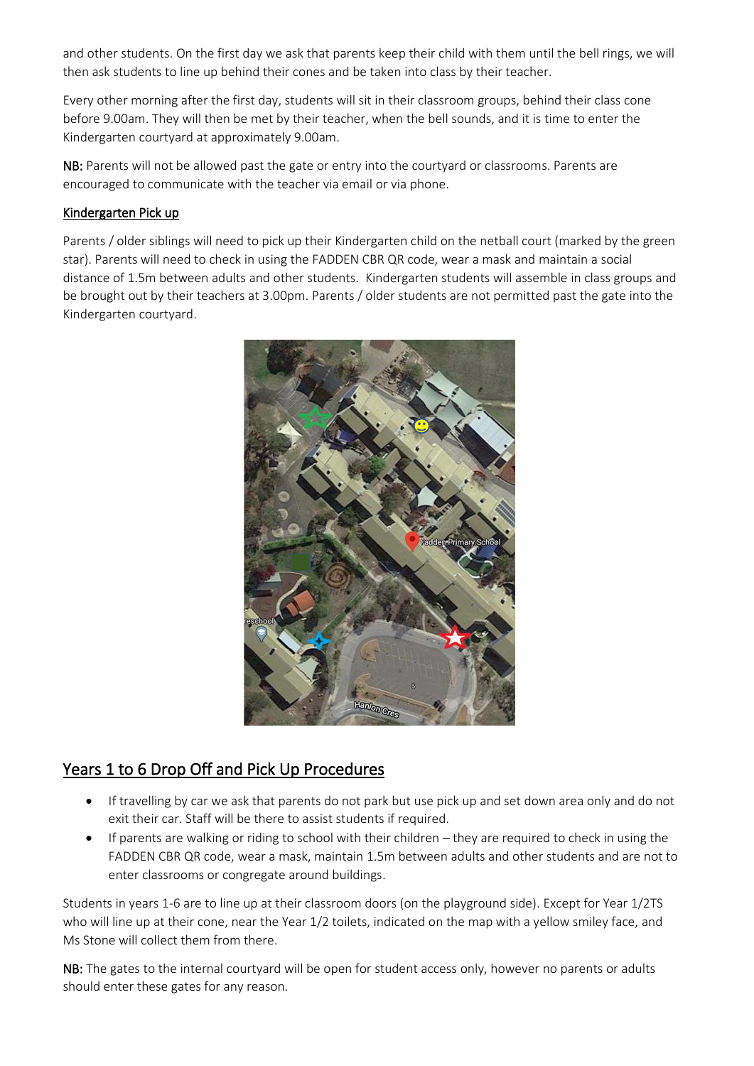and other students. On the first day we ask that parents keep their child with them until the bell rings, we will then ask students to line up behind their cones and be taken into class by their teacher.

Every other morning after the first day, students will sit in their classroom groups, behind their class cone before 9.00am. They will then be met by their teacher, when the bell sounds, and it is time to enter the Kindergarten courtyard at approximately 9.00am.

**NB:** Parents will not be allowed past the gate or entry into the courtyard or classrooms. Parents are encouraged to communicate with the teacher via email or via phone.

### Kindergarten Pick up

Parents / older siblings will need to pick up their Kindergarten child on the netball court (marked by the green star). Parents will need to check in using the FADDEN CBR QR code, wear a mask and maintain a social distance of 1.5m between adults and other students. Kindergarten students will assemble in class groups and be brought out by their teachers at 3.00pm. Parents / older students are not permitted past the gate into the Kindergarten courtyard.

## Years 1 to 6 Drop Off and Pick Up Procedures

- If travelling by car we ask that parents do not park but use pick up and set down area only and do not exit their car. Staff will be there to assist students if required.
- If parents are walking or riding to school with their children – they are required to check in using the FADDEN CBR QR code, wear a mask, maintain 1.5m between adults and other students and are not to enter classrooms or congregate around buildings.

Students in years 1-6 are to line up at their classroom doors (on the playground side). Except for Year 1/2TS who will line up at their cone, near the Year 1/2 toilets, indicated on the map with a yellow smiley face, and Ms Stone will collect them from there.

**NB:** The gates to the internal courtyard will be open for student access only, however no parents or adults should enter these gates for any reason.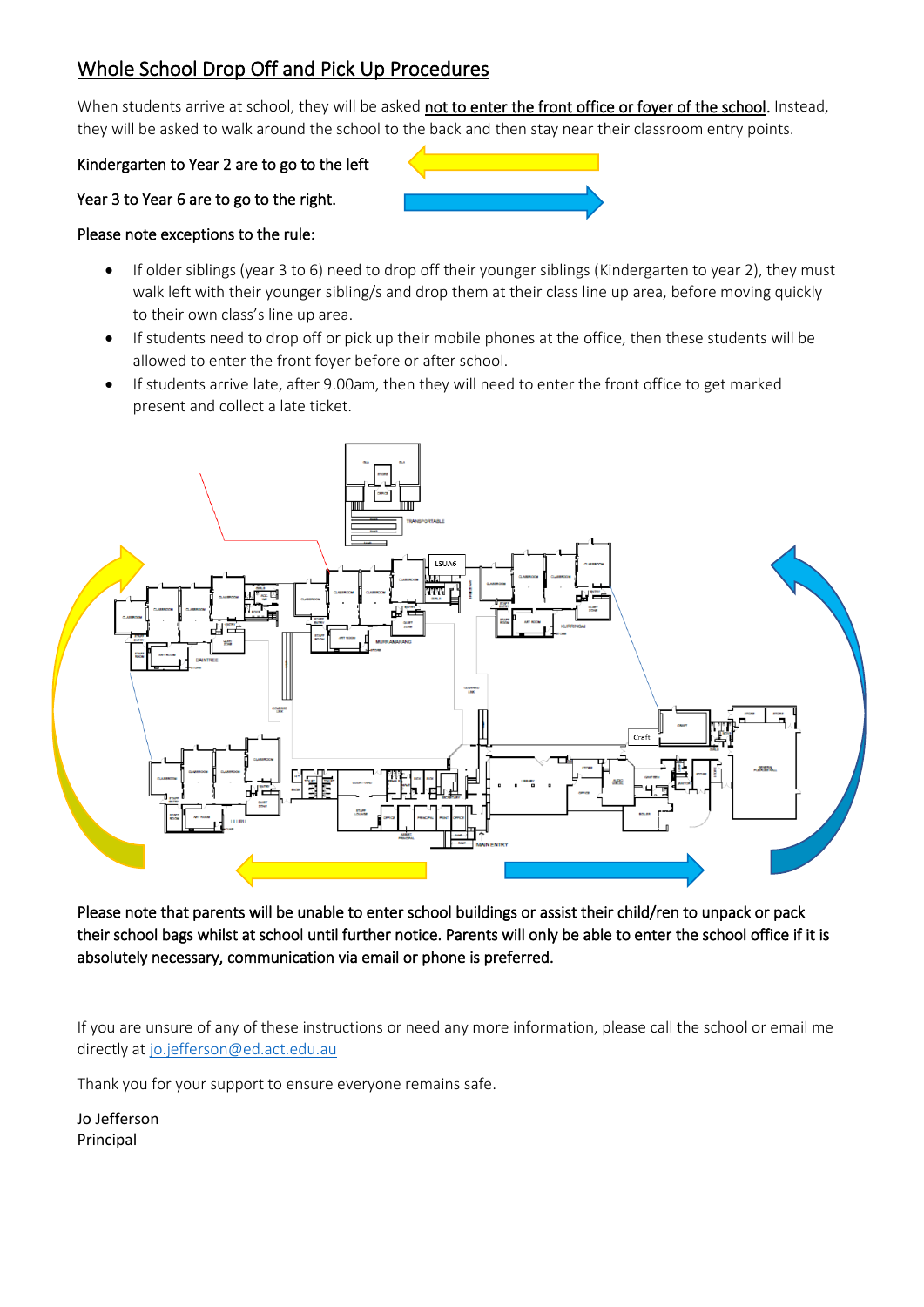## Whole School Drop Off and Pick Up Procedures

When students arrive at school, they will be asked not to enter the front office or foyer of the school. Instead, they will be asked to walk around the school to the back and then stay near their classroom entry points.

Kindergarten to Year 2 are to go to the left

Year 3 to Year 6 are to go to the right.

Please note exceptions to the rule:

- If older siblings (year 3 to 6) need to drop off their younger siblings (Kindergarten to year 2), they must walk left with their younger sibling/s and drop them at their class line up area, before moving quickly to their own class's line up area.
- If students need to drop off or pick up their mobile phones at the office, then these students will be allowed to enter the front foyer before or after school.
- If students arrive late, after 9.00am, then they will need to enter the front office to get marked present and collect a late ticket.

**Please note that parents will be unable to enter school buildings or assist their child/ren to unpack or pack their school bags whilst at school until further notice. Parents will only be able to enter the school office if it is absolutely necessary, communication via email or phone is preferred.**

If you are unsure of any of these instructions or need any more information, please call the school or email me directly at jo.jefferson@ed.act.edu.au

Thank you for your support to ensure everyone remains safe.

Jo Jefferson
Principal